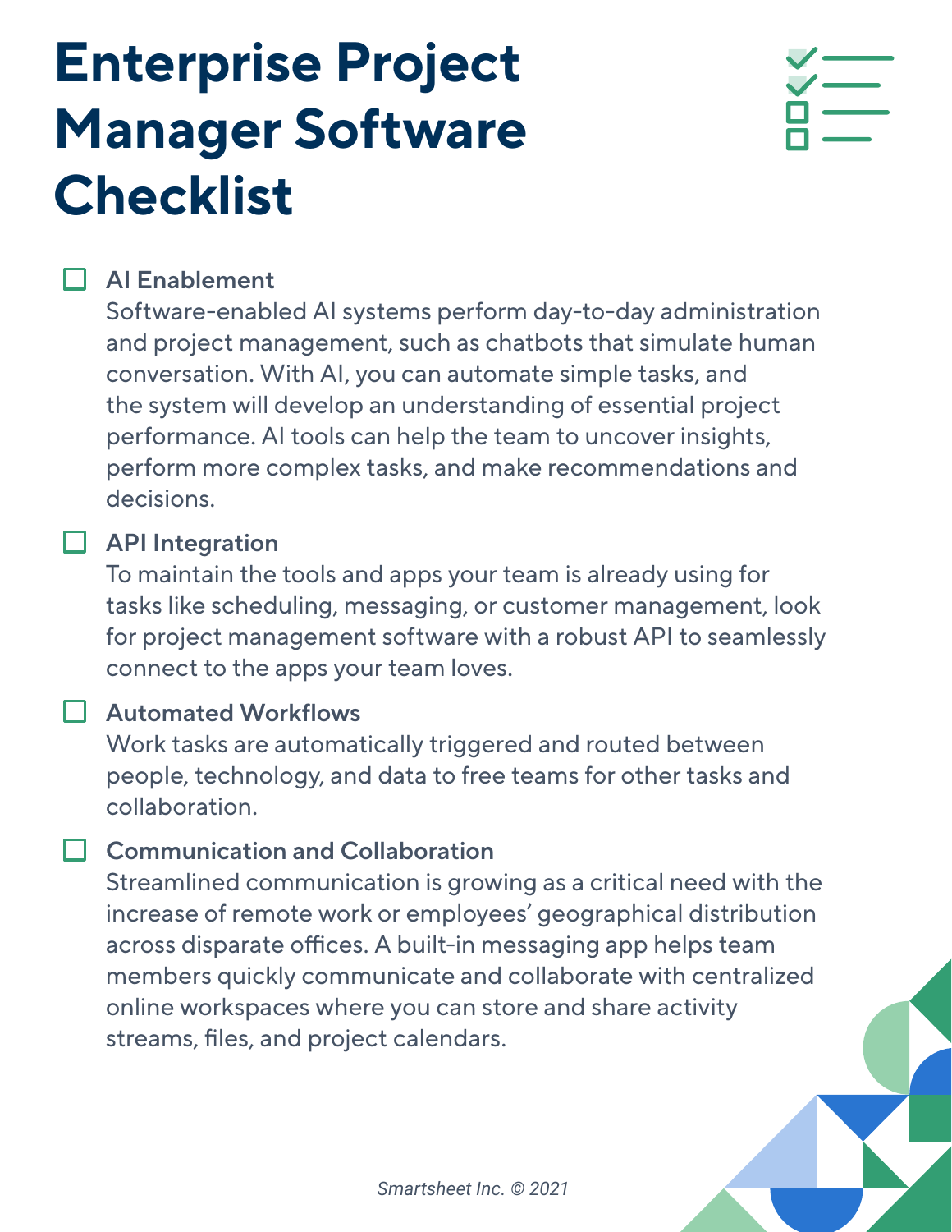# Enterprise Project Manager Software Checklist

- [ ] **AI Enablement**
  Software-enabled AI systems perform day-to-day administration and project management, such as chatbots that simulate human conversation. With AI, you can automate simple tasks, and the system will develop an understanding of essential project performance. AI tools can help the team to uncover insights, perform more complex tasks, and make recommendations and decisions.

- [ ] **API Integration**
  To maintain the tools and apps your team is already using for tasks like scheduling, messaging, or customer management, look for project management software with a robust API to seamlessly connect to the apps your team loves.

- [ ] **Automated Workflows**
  Work tasks are automatically triggered and routed between people, technology, and data to free teams for other tasks and collaboration.

- [ ] **Communication and Collaboration**
  Streamlined communication is growing as a critical need with the increase of remote work or employees' geographical distribution across disparate offices. A built-in messaging app helps team members quickly communicate and collaborate with centralized online workspaces where you can store and share activity streams, files, and project calendars.

*Smartsheet Inc. © 2021*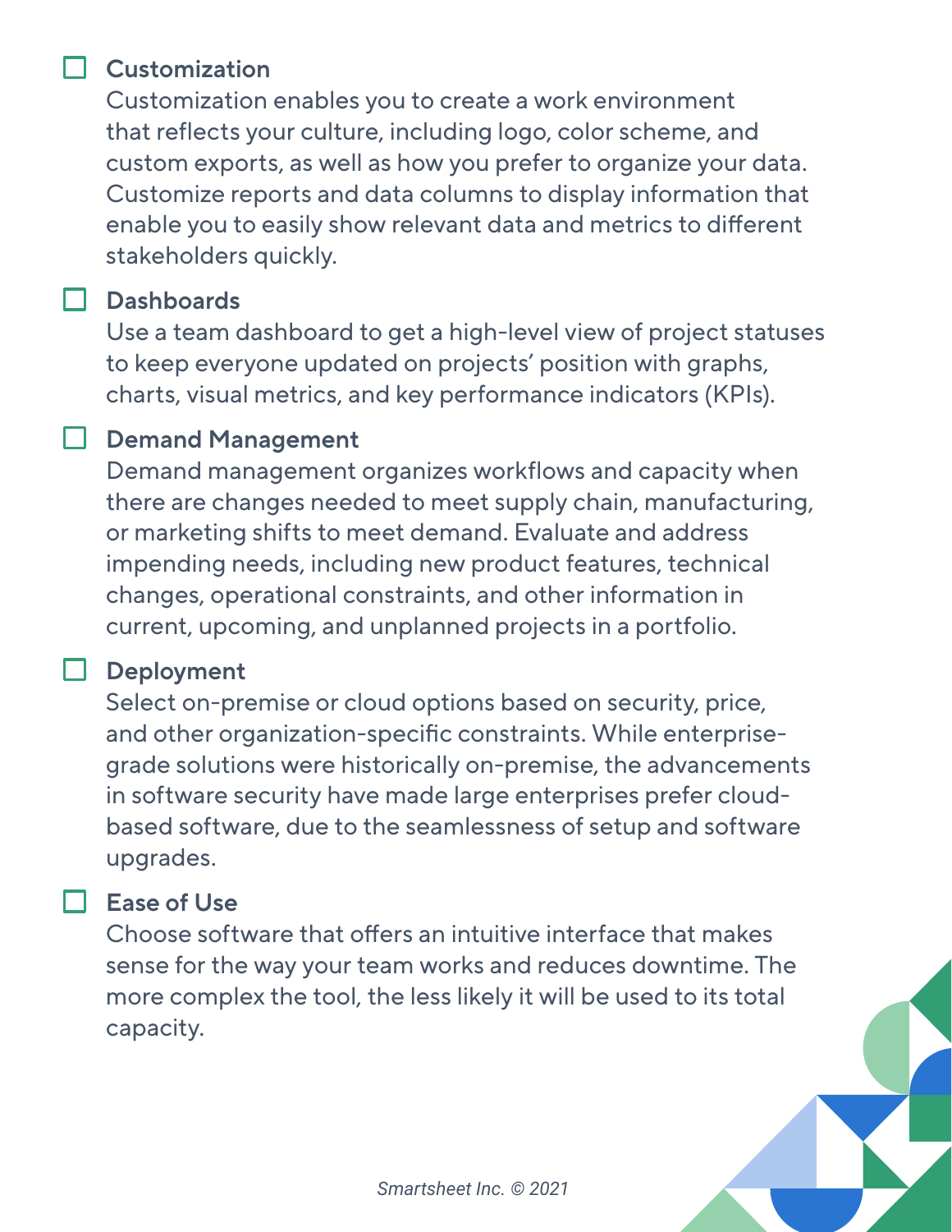- [ ] **Customization**
  Customization enables you to create a work environment that reflects your culture, including logo, color scheme, and custom exports, as well as how you prefer to organize your data. Customize reports and data columns to display information that enable you to easily show relevant data and metrics to different stakeholders quickly.

- [ ] **Dashboards**
  Use a team dashboard to get a high-level view of project statuses to keep everyone updated on projects' position with graphs, charts, visual metrics, and key performance indicators (KPIs).

- [ ] **Demand Management**
  Demand management organizes workflows and capacity when there are changes needed to meet supply chain, manufacturing, or marketing shifts to meet demand. Evaluate and address impending needs, including new product features, technical changes, operational constraints, and other information in current, upcoming, and unplanned projects in a portfolio.

- [ ] **Deployment**
  Select on-premise or cloud options based on security, price, and other organization-specific constraints. While enterprise-grade solutions were historically on-premise, the advancements in software security have made large enterprises prefer cloud-based software, due to the seamlessness of setup and software upgrades.

- [ ] **Ease of Use**
  Choose software that offers an intuitive interface that makes sense for the way your team works and reduces downtime. The more complex the tool, the less likely it will be used to its total capacity.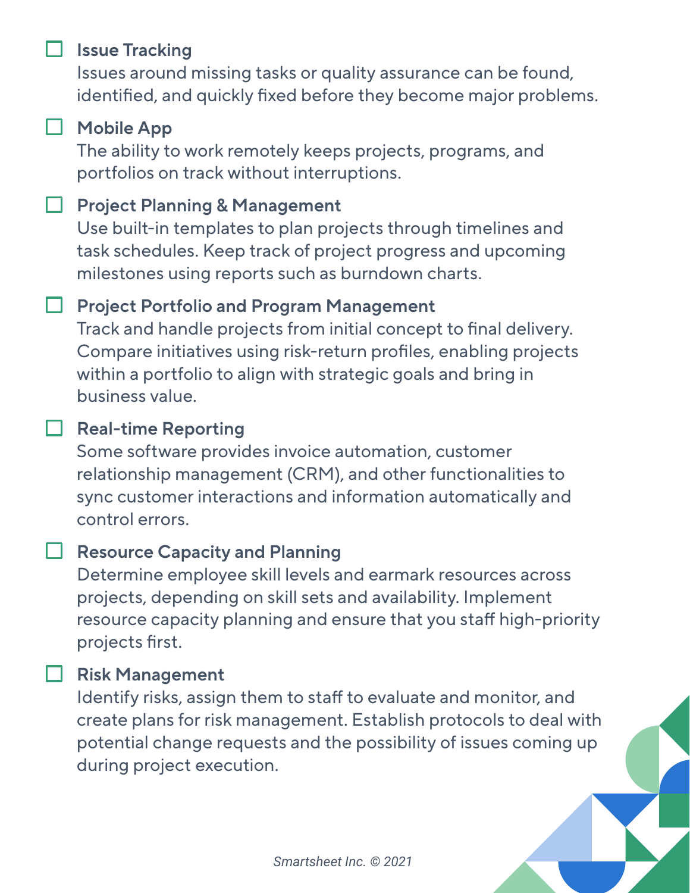- [ ] **Issue Tracking**
  Issues around missing tasks or quality assurance can be found, identified, and quickly fixed before they become major problems.

- [ ] **Mobile App**
  The ability to work remotely keeps projects, programs, and portfolios on track without interruptions.

- [ ] **Project Planning & Management**
  Use built-in templates to plan projects through timelines and task schedules. Keep track of project progress and upcoming milestones using reports such as burndown charts.

- [ ] **Project Portfolio and Program Management**
  Track and handle projects from initial concept to final delivery. Compare initiatives using risk-return profiles, enabling projects within a portfolio to align with strategic goals and bring in business value.

- [ ] **Real-time Reporting**
  Some software provides invoice automation, customer relationship management (CRM), and other functionalities to sync customer interactions and information automatically and control errors.

- [ ] **Resource Capacity and Planning**
  Determine employee skill levels and earmark resources across projects, depending on skill sets and availability. Implement resource capacity planning and ensure that you staff high-priority projects first.

- [ ] **Risk Management**
  Identify risks, assign them to staff to evaluate and monitor, and create plans for risk management. Establish protocols to deal with potential change requests and the possibility of issues coming up during project execution.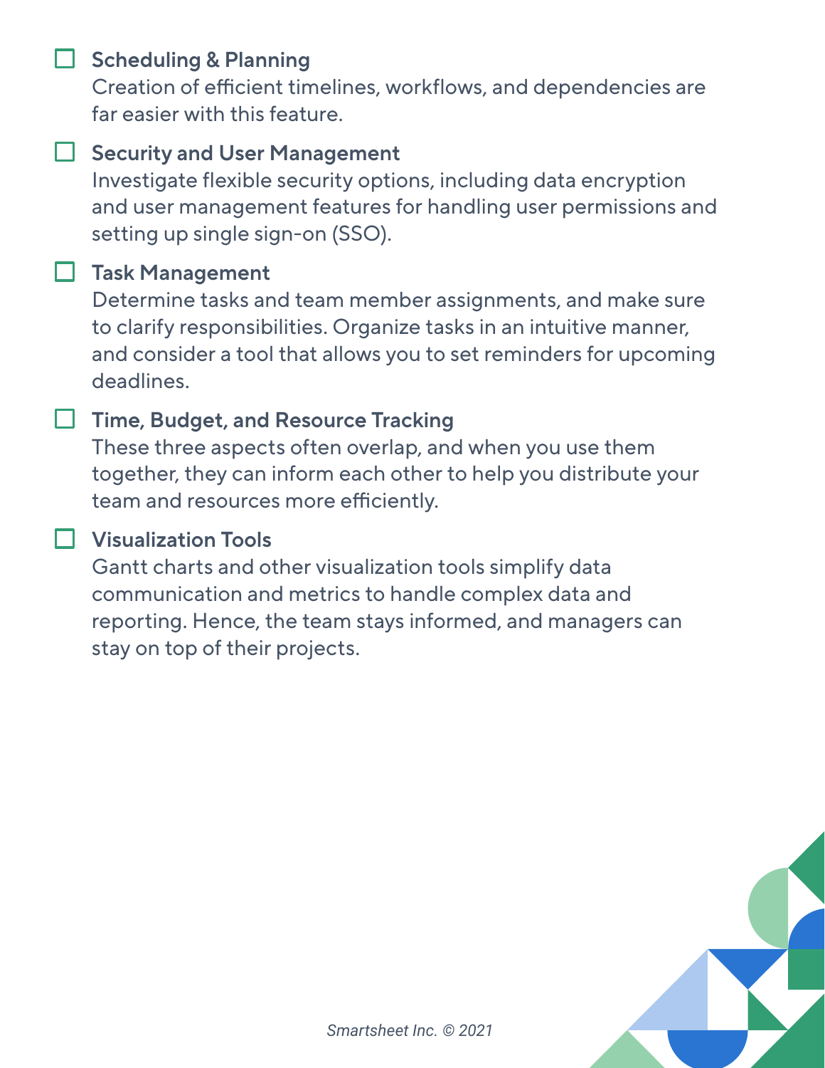- [ ] **Scheduling & Planning**
  Creation of efficient timelines, workflows, and dependencies are far easier with this feature.

- [ ] **Security and User Management**
  Investigate flexible security options, including data encryption and user management features for handling user permissions and setting up single sign-on (SSO).

- [ ] **Task Management**
  Determine tasks and team member assignments, and make sure to clarify responsibilities. Organize tasks in an intuitive manner, and consider a tool that allows you to set reminders for upcoming deadlines.

- [ ] **Time, Budget, and Resource Tracking**
  These three aspects often overlap, and when you use them together, they can inform each other to help you distribute your team and resources more efficiently.

- [ ] **Visualization Tools**
  Gantt charts and other visualization tools simplify data communication and metrics to handle complex data and reporting. Hence, the team stays informed, and managers can stay on top of their projects.

*Smartsheet Inc. © 2021*